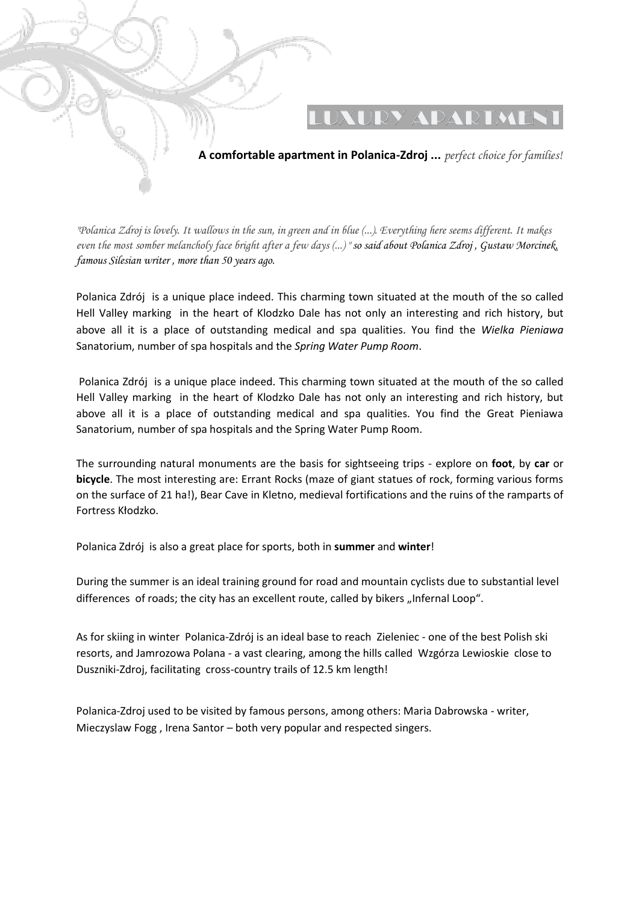# LUXURY APARTMENT

**A comfortable apartment in Polanica-Zdroj ...** *perfect choice for families!*

*"Polanica Zdroj is lovely. It wallows in the sun, in green and in blue (...). Everything here seems different. It makes even the most somber melancholy face bright after a few days (...)" so said about Polanica Zdroj , Gustaw Morcinek, famous Silesian writer , more than 50 years ago.*

Polanica Zdrój is a unique place indeed. This charming town situated at the mouth of the so called Hell Valley marking in the heart of Klodzko Dale has not only an interesting and rich history, but above all it is a place of outstanding medical and spa qualities. You find the *Wielka Pieniawa* Sanatorium, number of spa hospitals and the *Spring Water Pump Room*.

Polanica Zdrój is a unique place indeed. This charming town situated at the mouth of the so called Hell Valley marking in the heart of Klodzko Dale has not only an interesting and rich history, but above all it is a place of outstanding medical and spa qualities. You find the Great Pieniawa Sanatorium, number of spa hospitals and the Spring Water Pump Room.

The surrounding natural monuments are the basis for sightseeing trips - explore on **foot**, by **car** or **bicycle**. The most interesting are: Errant Rocks (maze of giant statues of rock, forming various forms on the surface of 21 ha!), Bear Cave in Kletno, medieval fortifications and the ruins of the ramparts of Fortress Kłodzko.

Polanica Zdrój is also a great place for sports, both in **summer** and **winter**!

During the summer is an ideal training ground for road and mountain cyclists due to substantial level differences of roads; the city has an excellent route, called by bikers „Infernal Loop".

As for skiing in winter Polanica-Zdrój is an ideal base to reach Zieleniec - one of the best Polish ski resorts, and Jamrozowa Polana - a vast clearing, among the hills called Wzgórza Lewioskie close to Duszniki-Zdroj, facilitating cross-country trails of 12.5 km length!

Polanica-Zdroj used to be visited by famous persons, among others: Maria Dabrowska - writer, Mieczyslaw Fogg , Irena Santor – both very popular and respected singers.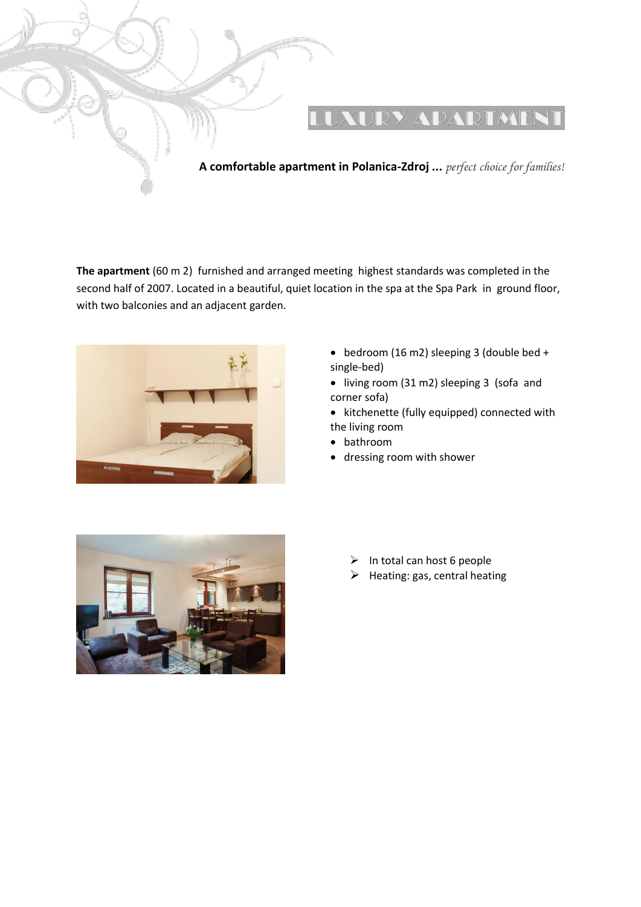# LUXURY APARTMENT

**A comfortable apartment in Polanica-Zdroj ...** *perfect choice for families!*

**The apartment** (60 m 2) furnished and arranged meeting highest standards was completed in the second half of 2007. Located in a beautiful, quiet location in the spa at the Spa Park in ground floor, with two balconies and an adjacent garden.

- bedroom (16 m2) sleeping 3 (double bed + single-bed)
- living room (31 m2) sleeping 3 (sofa and corner sofa)
- kitchenette (fully equipped) connected with the living room
- bathroom
- dressing room with shower

- In total can host 6 people
- Heating: gas, central heating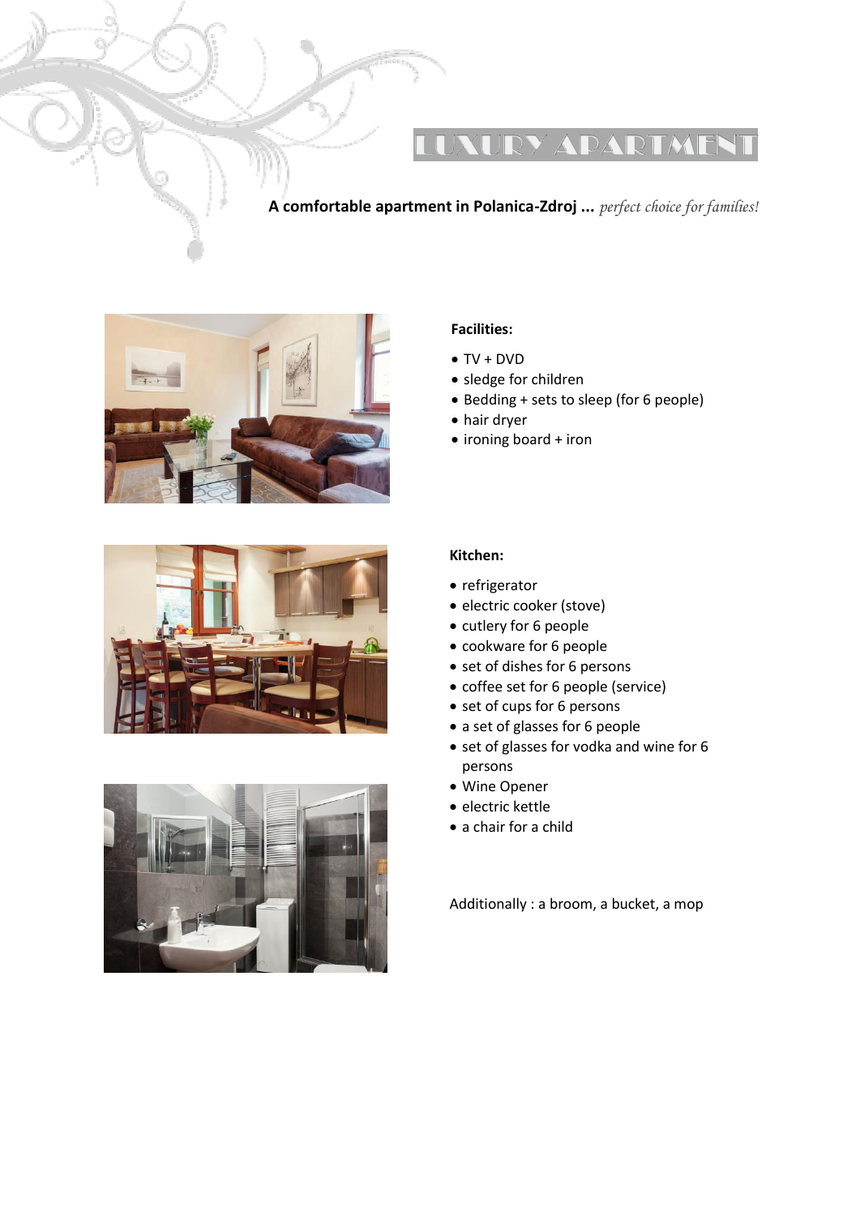# LUXURY APARTMENT

**A comfortable apartment in Polanica-Zdroj ...** *perfect choice for families!*

**Facilities:**

- TV + DVD
- sledge for children
- Bedding + sets to sleep (for 6 people)
- hair dryer
- ironing board + iron

**Kitchen:**

- refrigerator
- electric cooker (stove)
- cutlery for 6 people
- cookware for 6 people
- set of dishes for 6 persons
- coffee set for 6 people (service)
- set of cups for 6 persons
- a set of glasses for 6 people
- set of glasses for vodka and wine for 6 persons
- Wine Opener
- electric kettle
- a chair for a child

Additionally : a broom, a bucket, a mop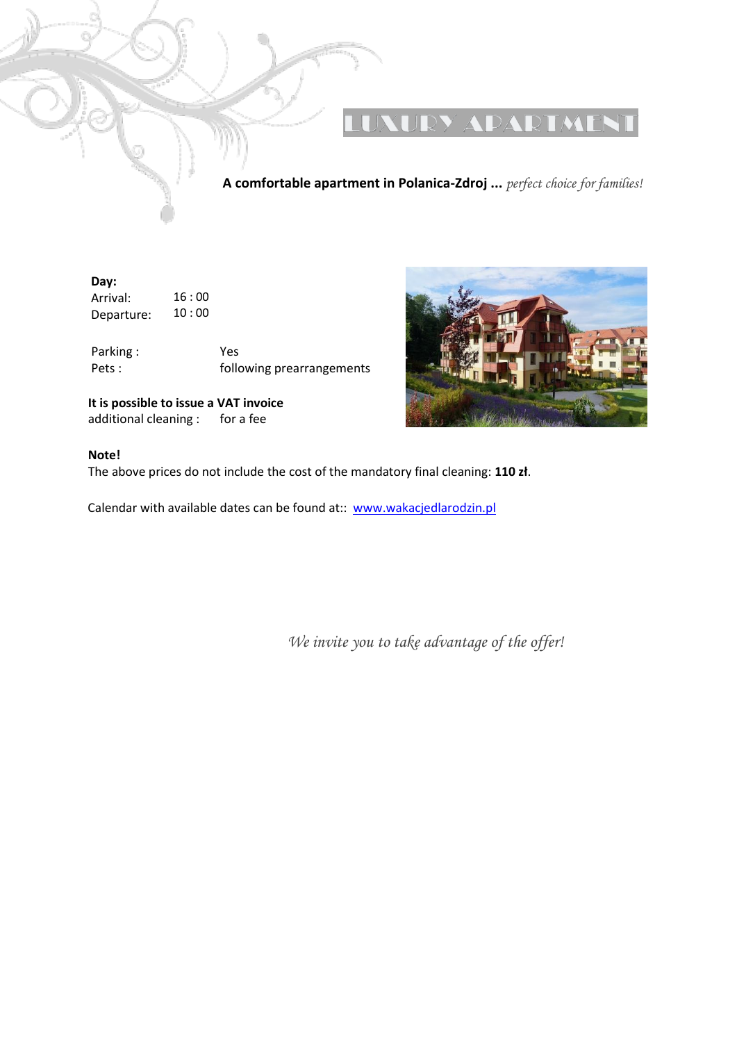# LUXURY APARTMENT

**A comfortable apartment in Polanica-Zdroj ...** *perfect choice for families!*

**Day:**

| | |
|---|---|
| Arrival: | 16 : 00 |
| Departure: | 10 : 00 |

| | |
|---|---|
| Parking : | Yes |
| Pets : | following prearrangements |

**It is possible to issue a VAT invoice**

additional cleaning : for a fee

**Note!**

The above prices do not include the cost of the mandatory final cleaning: **110 zł**.

Calendar with available dates can be found at:: www.wakacjedlarodzin.pl

*We invite you to take advantage of the offer!*